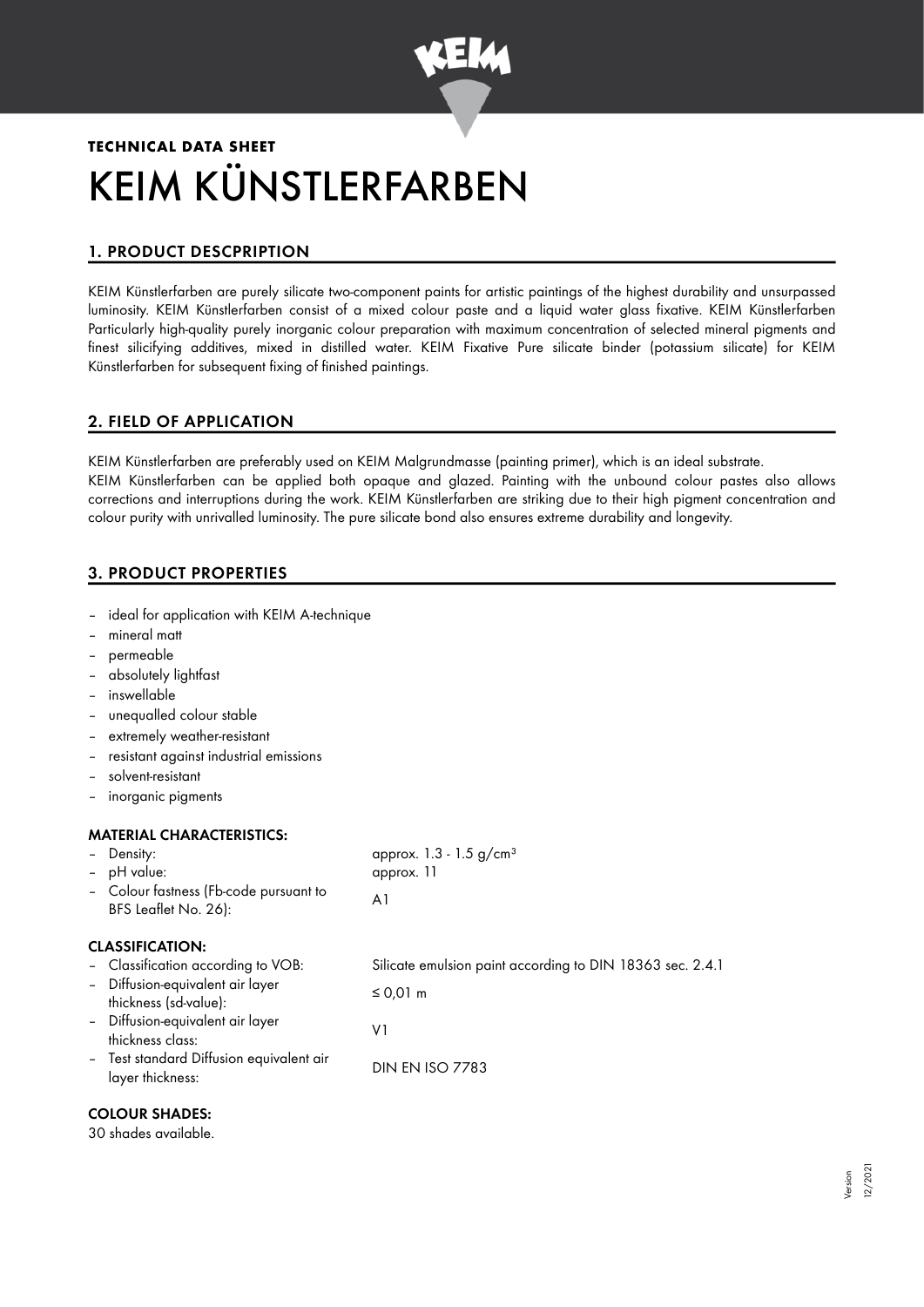**TECHNICAL DATA SHEET**

# KEIM KÜNSTLERFARBEN

## 1. PRODUCT DESCPRIPTION

KEIM Künstlerfarben are purely silicate two-component paints for artistic paintings of the highest durability and unsurpassed luminosity. KEIM Künstlerfarben consist of a mixed colour paste and a liquid water glass fixative. KEIM Künstlerfarben Particularly high-quality purely inorganic colour preparation with maximum concentration of selected mineral pigments and finest silicifying additives, mixed in distilled water. KEIM Fixative Pure silicate binder (potassium silicate) for KEIM Künstlerfarben for subsequent fixing of finished paintings.

## 2. FIELD OF APPLICATION

KEIM Künstlerfarben are preferably used on KEIM Malgrundmasse (painting primer), which is an ideal substrate.
KEIM Künstlerfarben can be applied both opaque and glazed. Painting with the unbound colour pastes also allows corrections and interruptions during the work. KEIM Künstlerfarben are striking due to their high pigment concentration and colour purity with unrivalled luminosity. The pure silicate bond also ensures extreme durability and longevity.

## 3. PRODUCT PROPERTIES

- ideal for application with KEIM A-technique
- mineral matt
- permeable
- absolutely lightfast
- inswellable
- unequalled colour stable
- extremely weather-resistant
- resistant against industrial emissions
- solvent-resistant
- inorganic pigments

### MATERIAL CHARACTERISTICS:

- Density: approx. 1.3 - 1.5 g/cm³
- pH value: approx. 11
- Colour fastness (Fb-code pursuant to BFS Leaflet No. 26): A1

### CLASSIFICATION:

- Classification according to VOB: Silicate emulsion paint according to DIN 18363 sec. 2.4.1
- Diffusion-equivalent air layer thickness (sd-value): ≤ 0,01 m
- Diffusion-equivalent air layer thickness class: V1
- Test standard Diffusion equivalent air layer thickness: DIN EN ISO 7783

### COLOUR SHADES:

30 shades available.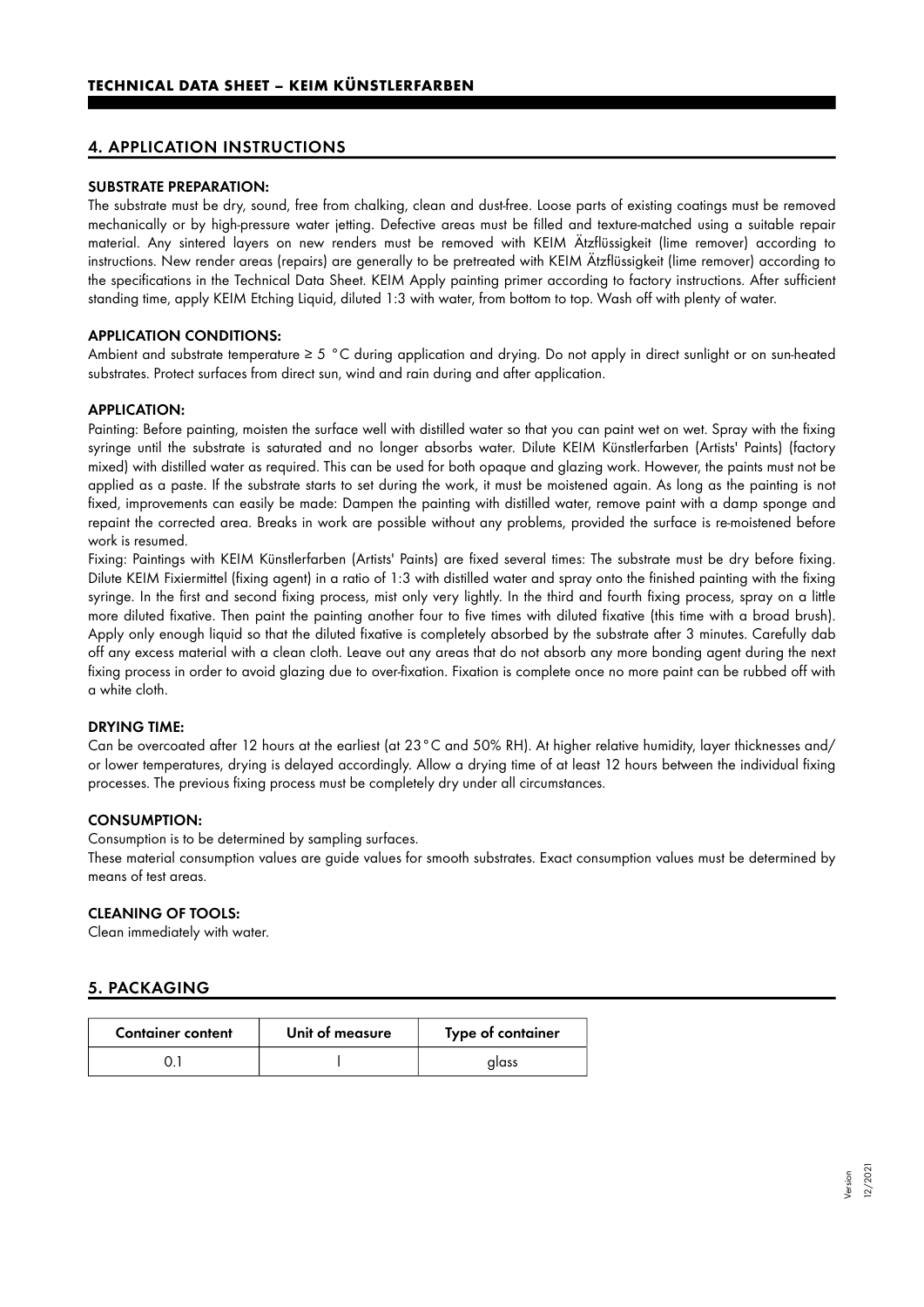## 4. APPLICATION INSTRUCTIONS

### SUBSTRATE PREPARATION:

The substrate must be dry, sound, free from chalking, clean and dust-free. Loose parts of existing coatings must be removed mechanically or by high-pressure water jetting. Defective areas must be filled and texture-matched using a suitable repair material. Any sintered layers on new renders must be removed with KEIM Ätzflüssigkeit (lime remover) according to instructions. New render areas (repairs) are generally to be pretreated with KEIM Ätzflüssigkeit (lime remover) according to the specifications in the Technical Data Sheet. KEIM Apply painting primer according to factory instructions. After sufficient standing time, apply KEIM Etching Liquid, diluted 1:3 with water, from bottom to top. Wash off with plenty of water.

### APPLICATION CONDITIONS:

Ambient and substrate temperature ≥ 5 °C during application and drying. Do not apply in direct sunlight or on sun-heated substrates. Protect surfaces from direct sun, wind and rain during and after application.

### APPLICATION:

Painting: Before painting, moisten the surface well with distilled water so that you can paint wet on wet. Spray with the fixing syringe until the substrate is saturated and no longer absorbs water. Dilute KEIM Künstlerfarben (Artists' Paints) (factory mixed) with distilled water as required. This can be used for both opaque and glazing work. However, the paints must not be applied as a paste. If the substrate starts to set during the work, it must be moistened again. As long as the painting is not fixed, improvements can easily be made: Dampen the painting with distilled water, remove paint with a damp sponge and repaint the corrected area. Breaks in work are possible without any problems, provided the surface is re-moistened before work is resumed.

Fixing: Paintings with KEIM Künstlerfarben (Artists' Paints) are fixed several times: The substrate must be dry before fixing. Dilute KEIM Fixiermittel (fixing agent) in a ratio of 1:3 with distilled water and spray onto the finished painting with the fixing syringe. In the first and second fixing process, mist only very lightly. In the third and fourth fixing process, spray on a little more diluted fixative. Then paint the painting another four to five times with diluted fixative (this time with a broad brush). Apply only enough liquid so that the diluted fixative is completely absorbed by the substrate after 3 minutes. Carefully dab off any excess material with a clean cloth. Leave out any areas that do not absorb any more bonding agent during the next fixing process in order to avoid glazing due to over-fixation. Fixation is complete once no more paint can be rubbed off with a white cloth.

### DRYING TIME:

Can be overcoated after 12 hours at the earliest (at 23°C and 50% RH). At higher relative humidity, layer thicknesses and/ or lower temperatures, drying is delayed accordingly. Allow a drying time of at least 12 hours between the individual fixing processes. The previous fixing process must be completely dry under all circumstances.

### CONSUMPTION:

Consumption is to be determined by sampling surfaces.

These material consumption values are guide values for smooth substrates. Exact consumption values must be determined by means of test areas.

### CLEANING OF TOOLS:

Clean immediately with water.

## 5. PACKAGING

| Container content | Unit of measure | Type of container |
|---|---|---|
| 0.1 | l | glass |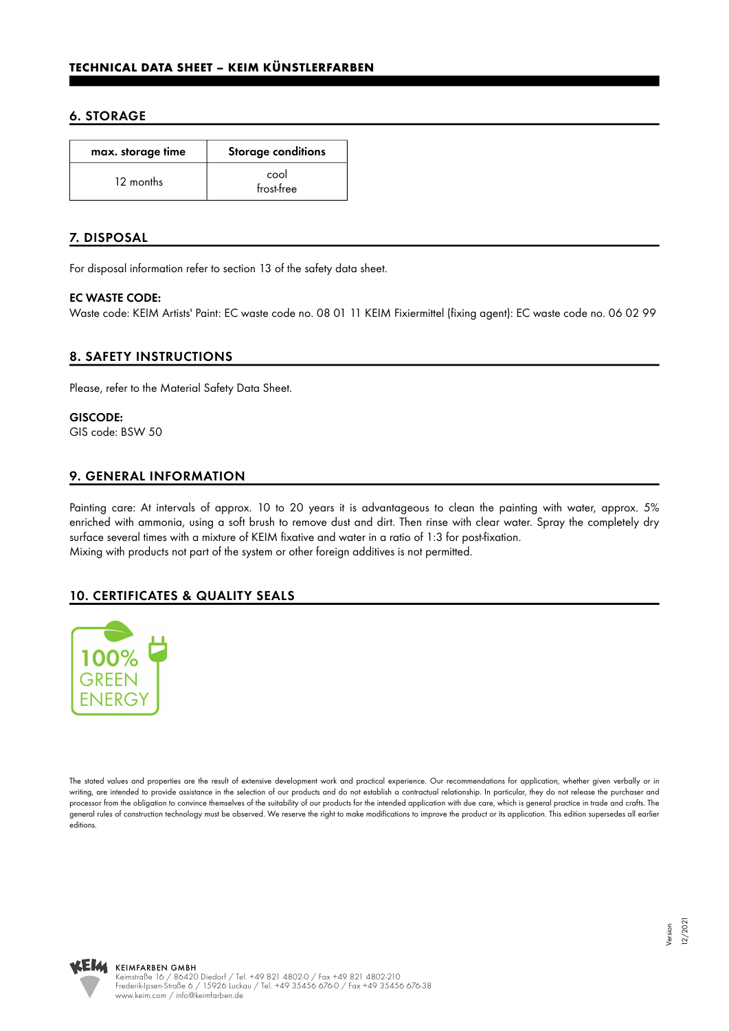## 6. STORAGE

| max. storage time | Storage conditions |
| --- | --- |
| 12 months | cool<br>frost-free |

## 7. DISPOSAL

For disposal information refer to section 13 of the safety data sheet.

**EC WASTE CODE:**

Waste code: KEIM Artists' Paint: EC waste code no. 08 01 11 KEIM Fixiermittel (fixing agent): EC waste code no. 06 02 99

## 8. SAFETY INSTRUCTIONS

Please, refer to the Material Safety Data Sheet.

**GISCODE:**

GIS code: BSW 50

## 9. GENERAL INFORMATION

Painting care: At intervals of approx. 10 to 20 years it is advantageous to clean the painting with water, approx. 5% enriched with ammonia, using a soft brush to remove dust and dirt. Then rinse with clear water. Spray the completely dry surface several times with a mixture of KEIM fixative and water in a ratio of 1:3 for post-fixation.
Mixing with products not part of the system or other foreign additives is not permitted.

## 10. CERTIFICATES & QUALITY SEALS

100% GREEN ENERGY

The stated values and properties are the result of extensive development work and practical experience. Our recommendations for application, whether given verbally or in writing, are intended to provide assistance in the selection of our products and do not establish a contractual relationship. In particular, they do not release the purchaser and processor from the obligation to convince themselves of the suitability of our products for the intended application with due care, which is general practice in trade and crafts. The general rules of construction technology must be observed. We reserve the right to make modifications to improve the product or its application. This edition supersedes all earlier editions.

**KEIMFARBEN GMBH**
Keimstraße 16 / 86420 Diedorf / Tel. +49 821 4802-0 / Fax +49 821 4802-210
Frederik-Ipsen-Straße 6 / 15926 Luckau / Tel. +49 35456 676-0 / Fax +49 35456 676-38
www.keim.com / info@keimfarben.de

Version 12/2021